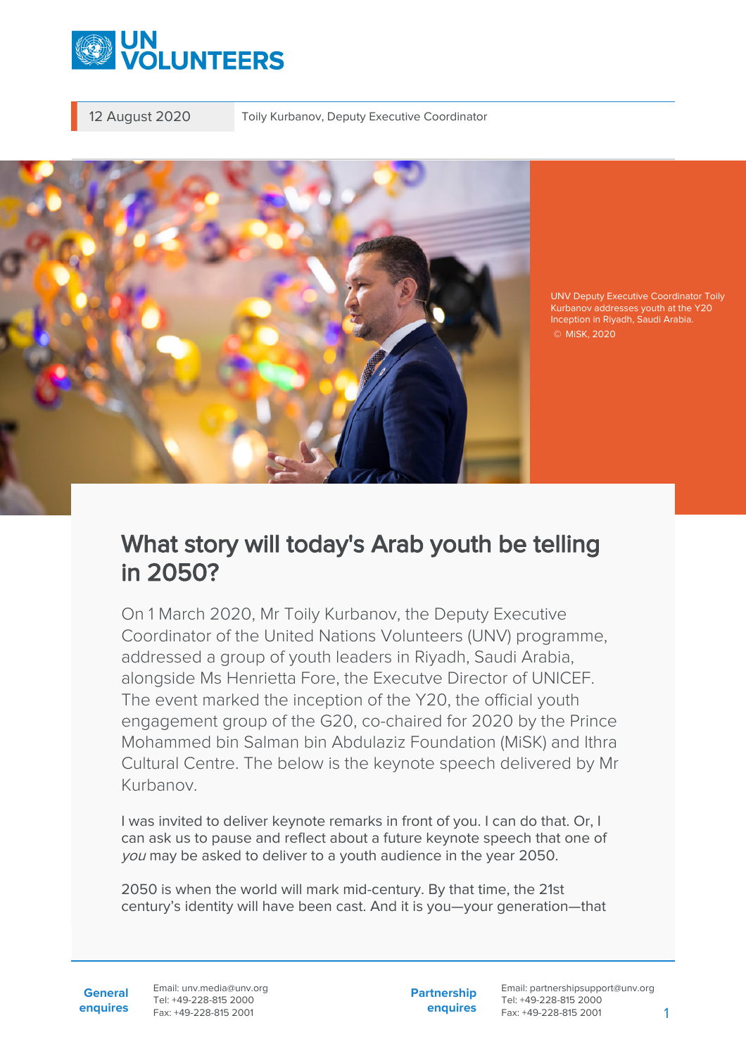12 August 2020 | Toily Kurbanov, Deputy Executive Coordinator

UNV Deputy Executive Coordinator Toily Kurbanov addresses youth at the Y20 Inception in Riyadh, Saudi Arabia. © MiSK, 2020

# What story will today's Arab youth be telling in 2050?

On 1 March 2020, Mr Toily Kurbanov, the Deputy Executive Coordinator of the United Nations Volunteers (UNV) programme, addressed a group of youth leaders in Riyadh, Saudi Arabia, alongside Ms Henrietta Fore, the Executve Director of UNICEF. The event marked the inception of the Y20, the official youth engagement group of the G20, co-chaired for 2020 by the Prince Mohammed bin Salman bin Abdulaziz Foundation (MiSK) and Ithra Cultural Centre. The below is the keynote speech delivered by Mr Kurbanov.

I was invited to deliver keynote remarks in front of you. I can do that. Or, I can ask us to pause and reflect about a future keynote speech that one of *you* may be asked to deliver to a youth audience in the year 2050.

2050 is when the world will mark mid-century. By that time, the 21st century's identity will have been cast. And it is you—your generation—that

**General enquires**
Email: unv.media@unv.org
Tel: +49-228-815 2000
Fax: +49-228-815 2001

**Partnership enquires**
Email: partnershipsupport@unv.org
Tel: +49-228-815 2000
Fax: +49-228-815 2001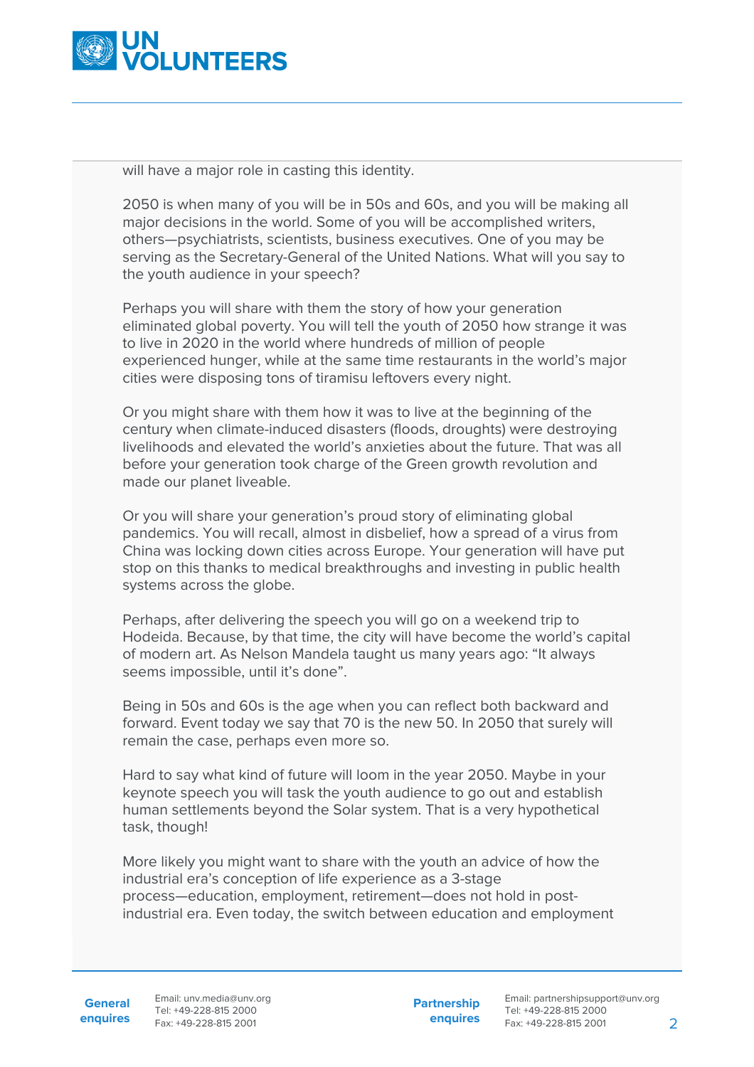will have a major role in casting this identity.

2050 is when many of you will be in 50s and 60s, and you will be making all major decisions in the world. Some of you will be accomplished writers, others—psychiatrists, scientists, business executives. One of you may be serving as the Secretary-General of the United Nations. What will you say to the youth audience in your speech?

Perhaps you will share with them the story of how your generation eliminated global poverty. You will tell the youth of 2050 how strange it was to live in 2020 in the world where hundreds of million of people experienced hunger, while at the same time restaurants in the world's major cities were disposing tons of tiramisu leftovers every night.

Or you might share with them how it was to live at the beginning of the century when climate-induced disasters (floods, droughts) were destroying livelihoods and elevated the world's anxieties about the future. That was all before your generation took charge of the Green growth revolution and made our planet liveable.

Or you will share your generation's proud story of eliminating global pandemics. You will recall, almost in disbelief, how a spread of a virus from China was locking down cities across Europe. Your generation will have put stop on this thanks to medical breakthroughs and investing in public health systems across the globe.

Perhaps, after delivering the speech you will go on a weekend trip to Hodeida. Because, by that time, the city will have become the world's capital of modern art. As Nelson Mandela taught us many years ago: "It always seems impossible, until it's done".

Being in 50s and 60s is the age when you can reflect both backward and forward. Event today we say that 70 is the new 50. In 2050 that surely will remain the case, perhaps even more so.

Hard to say what kind of future will loom in the year 2050. Maybe in your keynote speech you will task the youth audience to go out and establish human settlements beyond the Solar system. That is a very hypothetical task, though!

More likely you might want to share with the youth an advice of how the industrial era's conception of life experience as a 3-stage process—education, employment, retirement—does not hold in post-industrial era. Even today, the switch between education and employment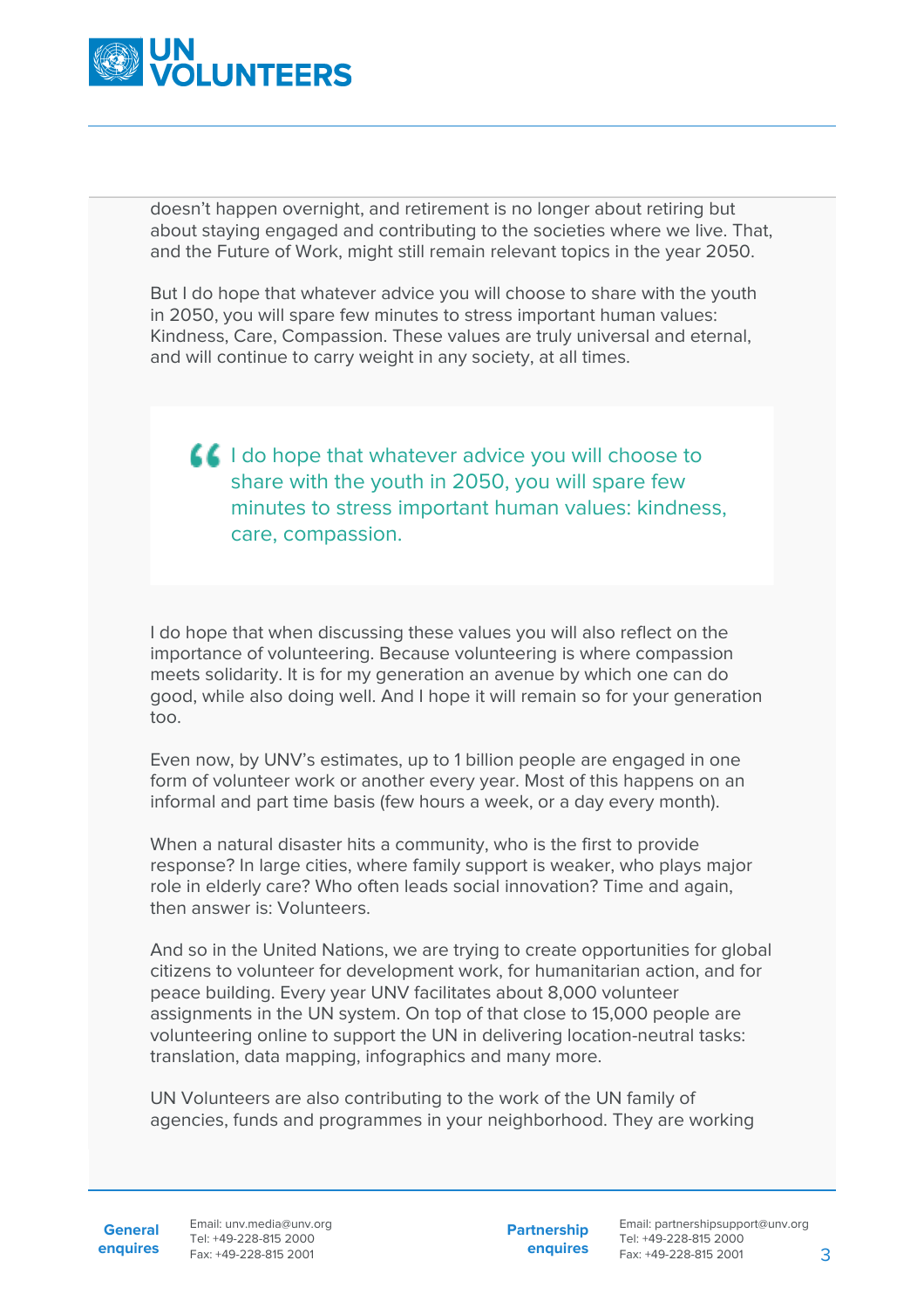doesn't happen overnight, and retirement is no longer about retiring but about staying engaged and contributing to the societies where we live. That, and the Future of Work, might still remain relevant topics in the year 2050.

But I do hope that whatever advice you will choose to share with the youth in 2050, you will spare few minutes to stress important human values: Kindness, Care, Compassion. These values are truly universal and eternal, and will continue to carry weight in any society, at all times.

> I do hope that whatever advice you will choose to share with the youth in 2050, you will spare few minutes to stress important human values: kindness, care, compassion.

I do hope that when discussing these values you will also reflect on the importance of volunteering. Because volunteering is where compassion meets solidarity. It is for my generation an avenue by which one can do good, while also doing well. And I hope it will remain so for your generation too.

Even now, by UNV's estimates, up to 1 billion people are engaged in one form of volunteer work or another every year. Most of this happens on an informal and part time basis (few hours a week, or a day every month).

When a natural disaster hits a community, who is the first to provide response? In large cities, where family support is weaker, who plays major role in elderly care? Who often leads social innovation? Time and again, then answer is: Volunteers.

And so in the United Nations, we are trying to create opportunities for global citizens to volunteer for development work, for humanitarian action, and for peace building. Every year UNV facilitates about 8,000 volunteer assignments in the UN system. On top of that close to 15,000 people are volunteering online to support the UN in delivering location-neutral tasks: translation, data mapping, infographics and many more.

UN Volunteers are also contributing to the work of the UN family of agencies, funds and programmes in your neighborhood. They are working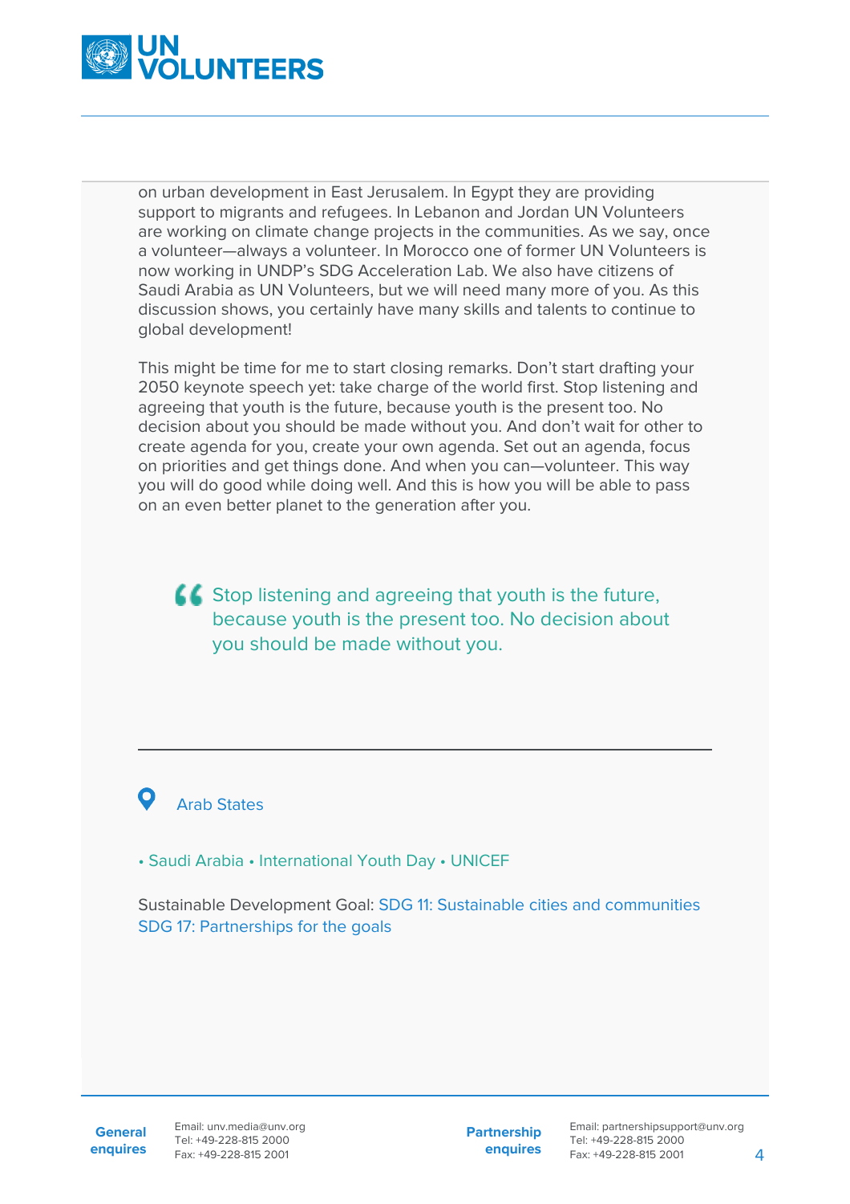on urban development in East Jerusalem. In Egypt they are providing support to migrants and refugees. In Lebanon and Jordan UN Volunteers are working on climate change projects in the communities. As we say, once a volunteer—always a volunteer. In Morocco one of former UN Volunteers is now working in UNDP's SDG Acceleration Lab. We also have citizens of Saudi Arabia as UN Volunteers, but we will need many more of you. As this discussion shows, you certainly have many skills and talents to continue to global development!

This might be time for me to start closing remarks. Don't start drafting your 2050 keynote speech yet: take charge of the world first. Stop listening and agreeing that youth is the future, because youth is the present too. No decision about you should be made without you. And don't wait for other to create agenda for you, create your own agenda. Set out an agenda, focus on priorities and get things done. And when you can—volunteer. This way you will do good while doing well. And this is how you will be able to pass on an even better planet to the generation after you.

> Stop listening and agreeing that youth is the future, because youth is the present too. No decision about you should be made without you.

---

Arab States

• Saudi Arabia • International Youth Day • UNICEF

Sustainable Development Goal: SDG 11: Sustainable cities and communities
SDG 17: Partnerships for the goals

**General enquires**
Email: unv.media@unv.org
Tel: +49-228-815 2000
Fax: +49-228-815 2001

**Partnership enquires**
Email: partnershipsupport@unv.org
Tel: +49-228-815 2000
Fax: +49-228-815 2001